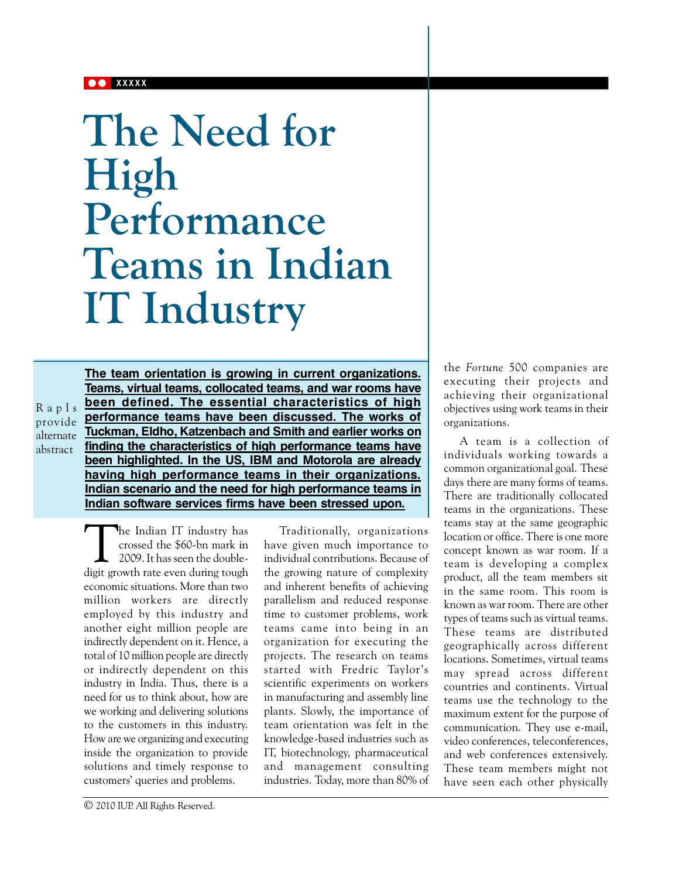# The Need for High Performance Teams in Indian IT Industry

R a p l s provide alternate abstract

**The team orientation is growing in current organizations. Teams, virtual teams, collocated teams, and war rooms have been defined. The essential characteristics of high performance teams have been discussed. The works of Tuckman, Eldho, Katzenbach and Smith and earlier works on finding the characteristics of high performance teams have been highlighted. In the US, IBM and Motorola are already having high performance teams in their organizations. Indian scenario and the need for high performance teams in Indian software services firms have been stressed upon.**

The Indian IT industry has crossed the $60-bn mark in 2009. It has seen the double-digit growth rate even during tough economic situations. More than two million workers are directly employed by this industry and another eight million people are indirectly dependent on it. Hence, a total of 10 million people are directly or indirectly dependent on this industry in India. Thus, there is a need for us to think about, how are we working and delivering solutions to the customers in this industry. How are we organizing and executing inside the organization to provide solutions and timely response to customers' queries and problems.

Traditionally, organizations have given much importance to individual contributions. Because of the growing nature of complexity and inherent benefits of achieving parallelism and reduced response time to customer problems, work teams came into being in an organization for executing the projects. The research on teams started with Fredric Taylor's scientific experiments on workers in manufacturing and assembly line plants. Slowly, the importance of team orientation was felt in the knowledge-based industries such as IT, biotechnology, pharmaceutical and management consulting industries. Today, more than 80% of the *Fortune* 500 companies are executing their projects and achieving their organizational objectives using work teams in their organizations.

A team is a collection of individuals working towards a common organizational goal. These days there are many forms of teams. There are traditionally collocated teams in the organizations. These teams stay at the same geographic location or office. There is one more concept known as war room. If a team is developing a complex product, all the team members sit in the same room. This room is known as war room. There are other types of teams such as virtual teams. These teams are distributed geographically across different locations. Sometimes, virtual teams may spread across different countries and continents. Virtual teams use the technology to the maximum extent for the purpose of communication. They use e-mail, video conferences, teleconferences, and web conferences extensively. These team members might not have seen each other physically

© 2010 IUP. All Rights Reserved.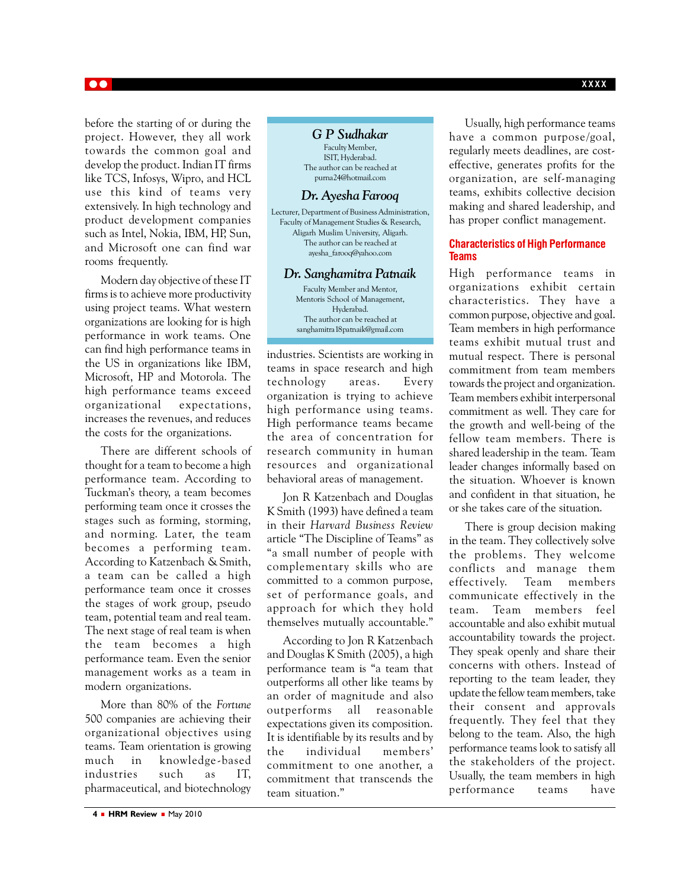before the starting of or during the project. However, they all work towards the common goal and develop the product. Indian IT firms like TCS, Infosys, Wipro, and HCL use this kind of teams very extensively. In high technology and product development companies such as Intel, Nokia, IBM, HP, Sun, and Microsoft one can find war rooms frequently.

Modern day objective of these IT firms is to achieve more productivity using project teams. What western organizations are looking for is high performance in work teams. One can find high performance teams in the US in organizations like IBM, Microsoft, HP and Motorola. The high performance teams exceed organizational expectations, increases the revenues, and reduces the costs for the organizations.

There are different schools of thought for a team to become a high performance team. According to Tuckman's theory, a team becomes performing team once it crosses the stages such as forming, storming, and norming. Later, the team becomes a performing team. According to Katzenbach & Smith, a team can be called a high performance team once it crosses the stages of work group, pseudo team, potential team and real team. The next stage of real team is when the team becomes a high performance team. Even the senior management works as a team in modern organizations.

More than 80% of the *Fortune* 500 companies are achieving their organizational objectives using teams. Team orientation is growing much in knowledge-based industries such as IT, pharmaceutical, and biotechnology industries. Scientists are working in teams in space research and high technology areas. Every organization is trying to achieve high performance using teams. High performance teams became the area of concentration for research community in human resources and organizational behavioral areas of management.

Jon R Katzenbach and Douglas K Smith (1993) have defined a team in their *Harvard Business Review* article "The Discipline of Teams" as "a small number of people with complementary skills who are committed to a common purpose, set of performance goals, and approach for which they hold themselves mutually accountable."

According to Jon R Katzenbach and Douglas K Smith (2005), a high performance team is "a team that outperforms all other like teams by an order of magnitude and also outperforms all reasonable expectations given its composition. It is identifiable by its results and by the individual members' commitment to one another, a commitment that transcends the team situation."

Usually, high performance teams have a common purpose/goal, regularly meets deadlines, are cost-effective, generates profits for the organization, are self-managing teams, exhibits collective decision making and shared leadership, and has proper conflict management.

## Characteristics of High Performance Teams

High performance teams in organizations exhibit certain characteristics. They have a common purpose, objective and goal. Team members in high performance teams exhibit mutual trust and mutual respect. There is personal commitment from team members towards the project and organization. Team members exhibit interpersonal commitment as well. They care for the growth and well-being of the fellow team members. There is shared leadership in the team. Team leader changes informally based on the situation. Whoever is known and confident in that situation, he or she takes care of the situation.

There is group decision making in the team. They collectively solve the problems. They welcome conflicts and manage them effectively. Team members communicate effectively in the team. Team members feel accountable and also exhibit mutual accountability towards the project. They speak openly and share their concerns with others. Instead of reporting to the team leader, they update the fellow team members, take their consent and approvals frequently. They feel that they belong to the team. Also, the high performance teams look to satisfy all the stakeholders of the project. Usually, the team members in high performance teams have

---

***G P Sudhakar***
Faculty Member,
ISIT, Hyderabad.
The author can be reached at
purna24@hotmail.com

***Dr. Ayesha Farooq***
Lecturer, Department of Business Administration,
Faculty of Management Studies & Research,
Aligarh Muslim University, Aligarh.
The author can be reached at
ayesha_farooq@yahoo.com

***Dr. Sanghamitra Patnaik***
Faculty Member and Mentor,
Mentoris School of Management,
Hyderabad.
The author can be reached at
sanghamitra18patnaik@gmail.com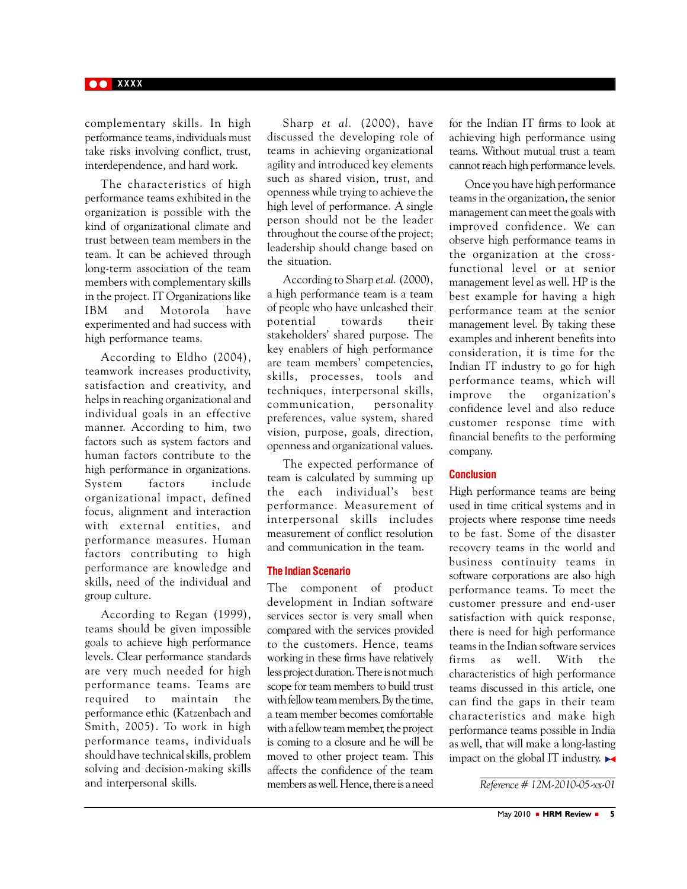complementary skills. In high performance teams, individuals must take risks involving conflict, trust, interdependence, and hard work.

The characteristics of high performance teams exhibited in the organization is possible with the kind of organizational climate and trust between team members in the team. It can be achieved through long-term association of the team members with complementary skills in the project. IT Organizations like IBM and Motorola have experimented and had success with high performance teams.

According to Eldho (2004), teamwork increases productivity, satisfaction and creativity, and helps in reaching organizational and individual goals in an effective manner. According to him, two factors such as system factors and human factors contribute to the high performance in organizations. System factors include organizational impact, defined focus, alignment and interaction with external entities, and performance measures. Human factors contributing to high performance are knowledge and skills, need of the individual and group culture.

According to Regan (1999), teams should be given impossible goals to achieve high performance levels. Clear performance standards are very much needed for high performance teams. Teams are required to maintain the performance ethic (Katzenbach and Smith, 2005). To work in high performance teams, individuals should have technical skills, problem solving and decision-making skills and interpersonal skills.

Sharp *et al.* (2000), have discussed the developing role of teams in achieving organizational agility and introduced key elements such as shared vision, trust, and openness while trying to achieve the high level of performance. A single person should not be the leader throughout the course of the project; leadership should change based on the situation.

According to Sharp *et al.* (2000), a high performance team is a team of people who have unleashed their potential towards their stakeholders' shared purpose. The key enablers of high performance are team members' competencies, skills, processes, tools and techniques, interpersonal skills, communication, personality preferences, value system, shared vision, purpose, goals, direction, openness and organizational values.

The expected performance of team is calculated by summing up the each individual's best performance. Measurement of interpersonal skills includes measurement of conflict resolution and communication in the team.

## The Indian Scenario

The component of product development in Indian software services sector is very small when compared with the services provided to the customers. Hence, teams working in these firms have relatively less project duration. There is not much scope for team members to build trust with fellow team members. By the time, a team member becomes comfortable with a fellow team member, the project is coming to a closure and he will be moved to other project team. This affects the confidence of the team members as well. Hence, there is a need for the Indian IT firms to look at achieving high performance using teams. Without mutual trust a team cannot reach high performance levels.

Once you have high performance teams in the organization, the senior management can meet the goals with improved confidence. We can observe high performance teams in the organization at the cross-functional level or at senior management level as well. HP is the best example for having a high performance team at the senior management level. By taking these examples and inherent benefits into consideration, it is time for the Indian IT industry to go for high performance teams, which will improve the organization's confidence level and also reduce customer response time with financial benefits to the performing company.

## Conclusion

High performance teams are being used in time critical systems and in projects where response time needs to be fast. Some of the disaster recovery teams in the world and business continuity teams in software corporations are also high performance teams. To meet the customer pressure and end-user satisfaction with quick response, there is need for high performance teams in the Indian software services firms as well. With the characteristics of high performance teams discussed in this article, one can find the gaps in their team characteristics and make high performance teams possible in India as well, that will make a long-lasting impact on the global IT industry.

*Reference # 12M-2010-05-xx-01*